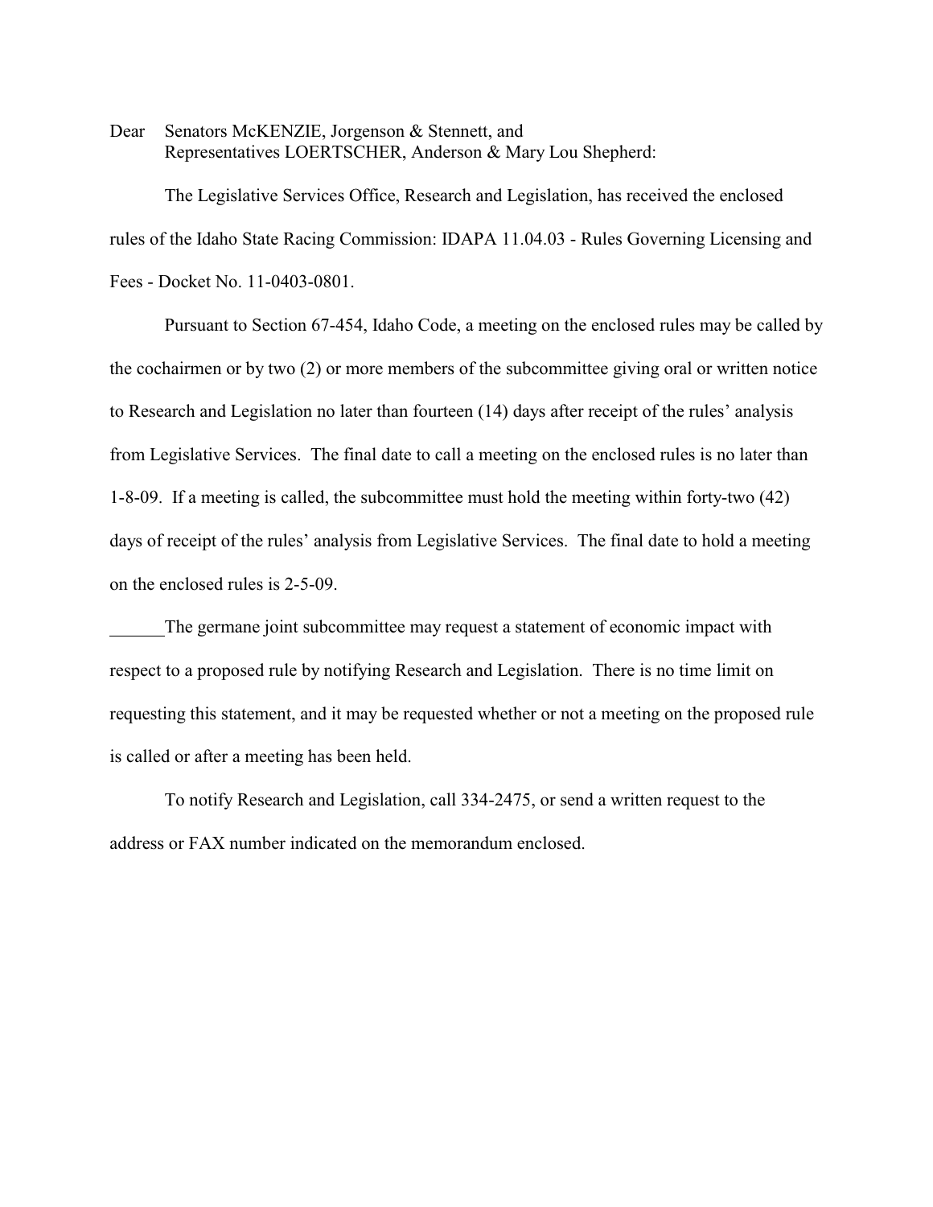Dear Senators McKENZIE, Jorgenson & Stennett, and
Representatives LOERTSCHER, Anderson & Mary Lou Shepherd:

The Legislative Services Office, Research and Legislation, has received the enclosed rules of the Idaho State Racing Commission: IDAPA 11.04.03 - Rules Governing Licensing and Fees - Docket No. 11-0403-0801.

Pursuant to Section 67-454, Idaho Code, a meeting on the enclosed rules may be called by the cochairmen or by two (2) or more members of the subcommittee giving oral or written notice to Research and Legislation no later than fourteen (14) days after receipt of the rules' analysis from Legislative Services. The final date to call a meeting on the enclosed rules is no later than 1-8-09. If a meeting is called, the subcommittee must hold the meeting within forty-two (42) days of receipt of the rules' analysis from Legislative Services. The final date to hold a meeting on the enclosed rules is 2-5-09.

______The germane joint subcommittee may request a statement of economic impact with respect to a proposed rule by notifying Research and Legislation. There is no time limit on requesting this statement, and it may be requested whether or not a meeting on the proposed rule is called or after a meeting has been held.

To notify Research and Legislation, call 334-2475, or send a written request to the address or FAX number indicated on the memorandum enclosed.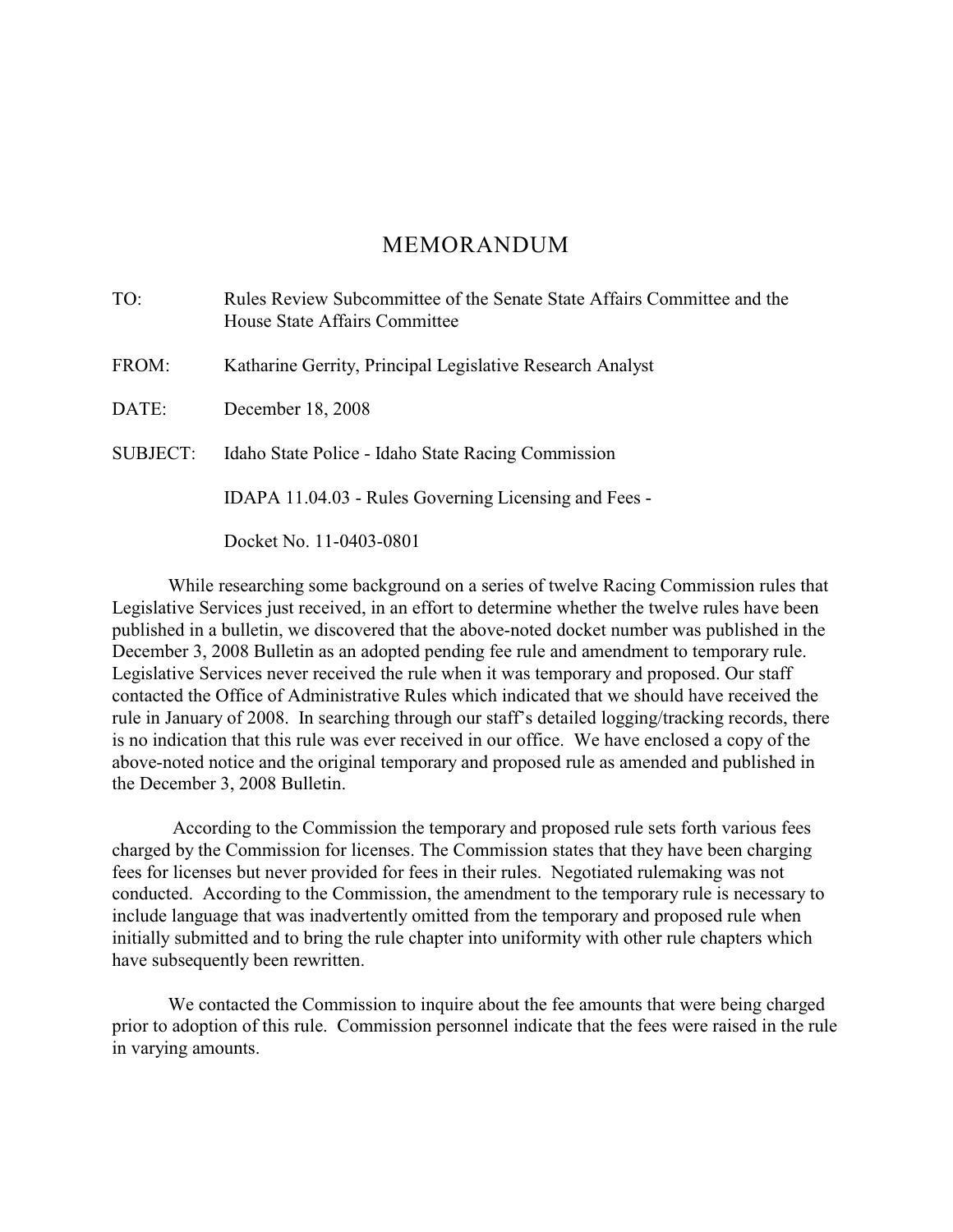# MEMORANDUM

TO: Rules Review Subcommittee of the Senate State Affairs Committee and the House State Affairs Committee

FROM: Katharine Gerrity, Principal Legislative Research Analyst

DATE: December 18, 2008

SUBJECT: Idaho State Police - Idaho State Racing Commission

IDAPA 11.04.03 - Rules Governing Licensing and Fees -

Docket No. 11-0403-0801

While researching some background on a series of twelve Racing Commission rules that Legislative Services just received, in an effort to determine whether the twelve rules have been published in a bulletin, we discovered that the above-noted docket number was published in the December 3, 2008 Bulletin as an adopted pending fee rule and amendment to temporary rule. Legislative Services never received the rule when it was temporary and proposed. Our staff contacted the Office of Administrative Rules which indicated that we should have received the rule in January of 2008. In searching through our staff's detailed logging/tracking records, there is no indication that this rule was ever received in our office. We have enclosed a copy of the above-noted notice and the original temporary and proposed rule as amended and published in the December 3, 2008 Bulletin.

According to the Commission the temporary and proposed rule sets forth various fees charged by the Commission for licenses. The Commission states that they have been charging fees for licenses but never provided for fees in their rules. Negotiated rulemaking was not conducted. According to the Commission, the amendment to the temporary rule is necessary to include language that was inadvertently omitted from the temporary and proposed rule when initially submitted and to bring the rule chapter into uniformity with other rule chapters which have subsequently been rewritten.

We contacted the Commission to inquire about the fee amounts that were being charged prior to adoption of this rule. Commission personnel indicate that the fees were raised in the rule in varying amounts.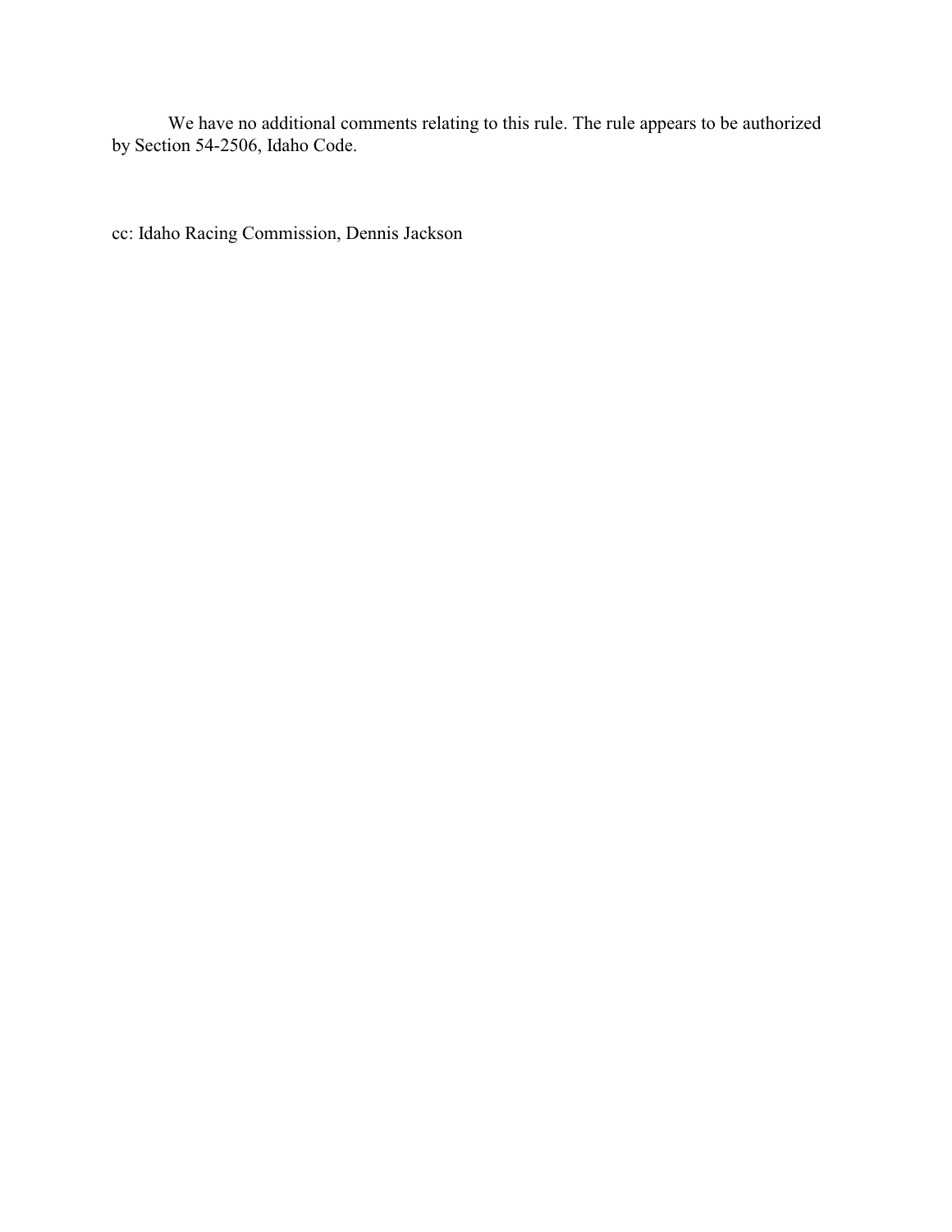We have no additional comments relating to this rule. The rule appears to be authorized by Section 54-2506, Idaho Code.

cc: Idaho Racing Commission, Dennis Jackson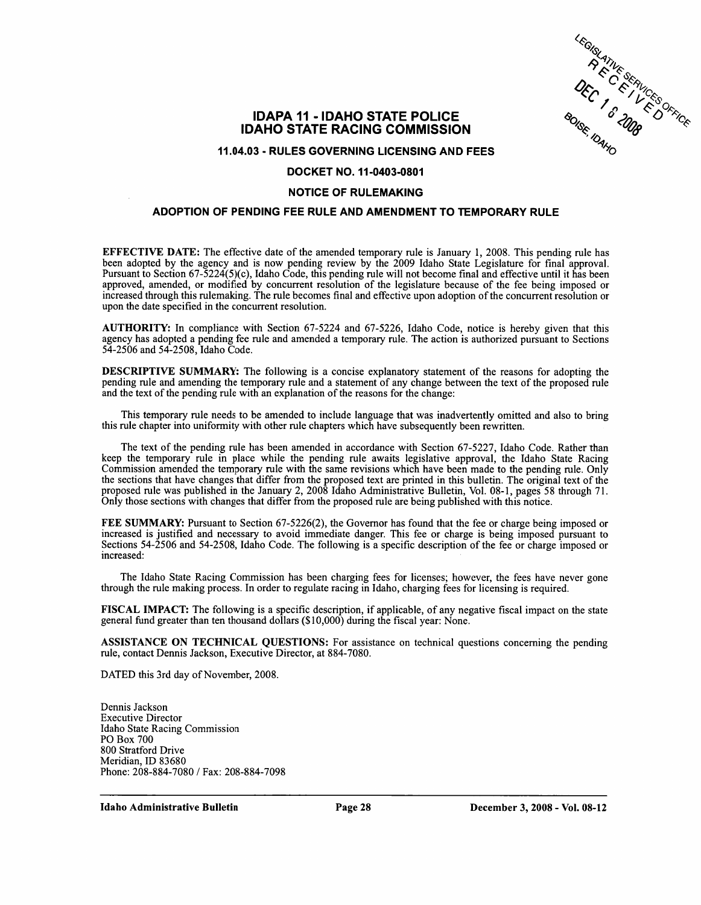# IDAPA 11 - IDAHO STATE POLICE
# IDAHO STATE RACING COMMISSION

## 11.04.03 - RULES GOVERNING LICENSING AND FEES

### DOCKET NO. 11-0403-0801

### NOTICE OF RULEMAKING

### ADOPTION OF PENDING FEE RULE AND AMENDMENT TO TEMPORARY RULE

**EFFECTIVE DATE:** The effective date of the amended temporary rule is January 1, 2008. This pending rule has been adopted by the agency and is now pending review by the 2009 Idaho State Legislature for final approval. Pursuant to Section 67-5224(5)(c), Idaho Code, this pending rule will not become final and effective until it has been approved, amended, or modified by concurrent resolution of the legislature because of the fee being imposed or increased through this rulemaking. The rule becomes final and effective upon adoption of the concurrent resolution or upon the date specified in the concurrent resolution.

**AUTHORITY:** In compliance with Section 67-5224 and 67-5226, Idaho Code, notice is hereby given that this agency has adopted a pending fee rule and amended a temporary rule. The action is authorized pursuant to Sections 54-2506 and 54-2508, Idaho Code.

**DESCRIPTIVE SUMMARY:** The following is a concise explanatory statement of the reasons for adopting the pending rule and amending the temporary rule and a statement of any change between the text of the proposed rule and the text of the pending rule with an explanation of the reasons for the change:

This temporary rule needs to be amended to include language that was inadvertently omitted and also to bring this rule chapter into uniformity with other rule chapters which have subsequently been rewritten.

The text of the pending rule has been amended in accordance with Section 67-5227, Idaho Code. Rather than keep the temporary rule in place while the pending rule awaits legislative approval, the Idaho State Racing Commission amended the temporary rule with the same revisions which have been made to the pending rule. Only the sections that have changes that differ from the proposed text are printed in this bulletin. The original text of the proposed rule was published in the January 2, 2008 Idaho Administrative Bulletin, Vol. 08-1, pages 58 through 71. Only those sections with changes that differ from the proposed rule are being published with this notice.

**FEE SUMMARY:** Pursuant to Section 67-5226(2), the Governor has found that the fee or charge being imposed or increased is justified and necessary to avoid immediate danger. This fee or charge is being imposed pursuant to Sections 54-2506 and 54-2508, Idaho Code. The following is a specific description of the fee or charge imposed or increased:

The Idaho State Racing Commission has been charging fees for licenses; however, the fees have never gone through the rule making process. In order to regulate racing in Idaho, charging fees for licensing is required.

**FISCAL IMPACT:** The following is a specific description, if applicable, of any negative fiscal impact on the state general fund greater than ten thousand dollars ($10,000) during the fiscal year: None.

**ASSISTANCE ON TECHNICAL QUESTIONS:** For assistance on technical questions concerning the pending rule, contact Dennis Jackson, Executive Director, at 884-7080.

DATED this 3rd day of November, 2008.

Dennis Jackson
Executive Director
Idaho State Racing Commission
PO Box 700
800 Stratford Drive
Meridian, ID 83680
Phone: 208-884-7080 / Fax: 208-884-7098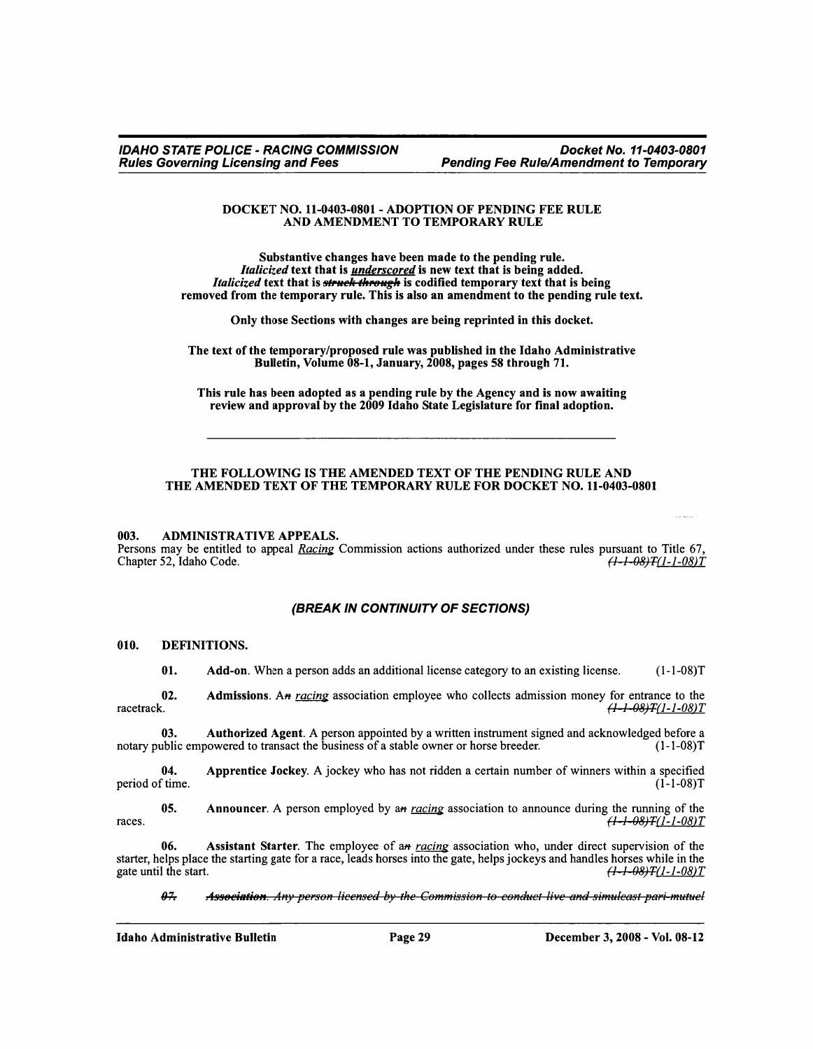## DOCKET NO. 11-0403-0801 - ADOPTION OF PENDING FEE RULE AND AMENDMENT TO TEMPORARY RULE

**Substantive changes have been made to the pending rule.**
***Italicized*** **text that is** ***underscored*** **is new text that is being added.**
***Italicized*** **text that is** ~~***struck through***~~ **is codified temporary text that is being removed from the temporary rule. This is also an amendment to the pending rule text.**

**Only those Sections with changes are being reprinted in this docket.**

**The text of the temporary/proposed rule was published in the Idaho Administrative Bulletin, Volume 08-1, January, 2008, pages 58 through 71.**

**This rule has been adopted as a pending rule by the Agency and is now awaiting review and approval by the 2009 Idaho State Legislature for final adoption.**

---

**THE FOLLOWING IS THE AMENDED TEXT OF THE PENDING RULE AND THE AMENDED TEXT OF THE TEMPORARY RULE FOR DOCKET NO. 11-0403-0801**

**003. ADMINISTRATIVE APPEALS.**

Persons may be entitled to appeal *Racing* Commission actions authorized under these rules pursuant to Title 67, Chapter 52, Idaho Code. ~~*(1-1-08)T*~~*(1-1-08)T*

***(BREAK IN CONTINUITY OF SECTIONS)***

**010. DEFINITIONS.**

**01. Add-on**. When a person adds an additional license category to an existing license. (1-1-08)T

**02. Admissions**. A~~*n*~~ *racing* association employee who collects admission money for entrance to the racetrack. ~~*(1-1-08)T*~~*(1-1-08)T*

**03. Authorized Agent**. A person appointed by a written instrument signed and acknowledged before a notary public empowered to transact the business of a stable owner or horse breeder. (1-1-08)T

**04. Apprentice Jockey**. A jockey who has not ridden a certain number of winners within a specified period of time. (1-1-08)T

**05. Announcer**. A person employed by a~~*n*~~ *racing* association to announce during the running of the races. ~~*(1-1-08)T*~~*(1-1-08)T*

**06. Assistant Starter**. The employee of a~~*n*~~ *racing* association who, under direct supervision of the starter, helps place the starting gate for a race, leads horses into the gate, helps jockeys and handles horses while in the gate until the start. ~~*(1-1-08)T*~~*(1-1-08)T*

~~***07.*** ***Association***. *Any person licensed by the Commission to conduct live and simulcast pari-mutuel*~~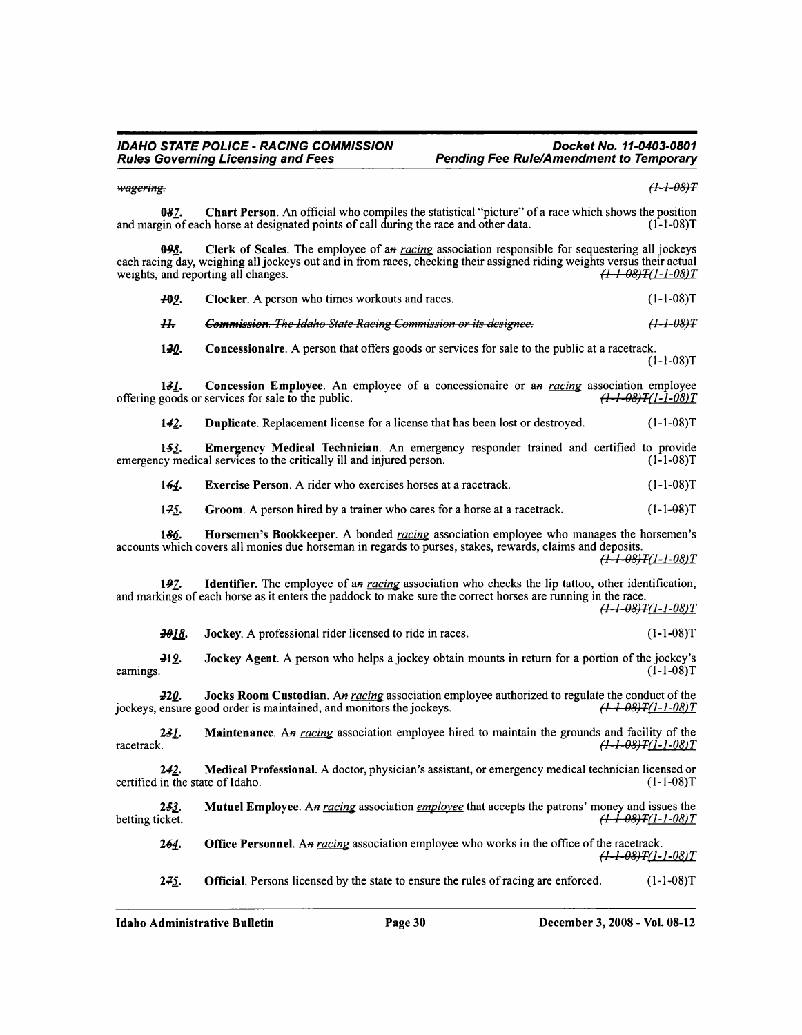~~wagering.~~ ~~(1-1-08)T~~

0~~8~~*7*. **Chart Person**. An official who compiles the statistical "picture" of a race which shows the position and margin of each horse at designated points of call during the race and other data. (1-1-08)T

0~~9~~*8*. **Clerk of Scales**. The employee of a~~n~~ *racing* association responsible for sequestering all jockeys each racing day, weighing all jockeys out and in from races, checking their assigned riding weights versus their actual weights, and reporting all changes. ~~(1-1-08)T~~*(1-1-08)T*

~~10~~*9*. **Clocker**. A person who times workouts and races. (1-1-08)T

~~11. **Commission**. The Idaho State Racing Commission or its designee.~~ ~~(1-1-08)T~~

1~~2~~*0*. **Concessionaire**. A person that offers goods or services for sale to the public at a racetrack. (1-1-08)T

1~~3~~*1*. **Concession Employee**. An employee of a concessionaire or a~~n~~ *racing* association employee offering goods or services for sale to the public. ~~(1-1-08)T~~*(1-1-08)T*

1~~4~~*2*. **Duplicate**. Replacement license for a license that has been lost or destroyed. (1-1-08)T

1~~5~~*3*. **Emergency Medical Technician**. An emergency responder trained and certified to provide emergency medical services to the critically ill and injured person. (1-1-08)T

1~~6~~*4*. **Exercise Person**. A rider who exercises horses at a racetrack. (1-1-08)T

1~~7~~*5*. **Groom**. A person hired by a trainer who cares for a horse at a racetrack. (1-1-08)T

1~~8~~*6*. **Horsemen's Bookkeeper**. A bonded *racing* association employee who manages the horsemen's accounts which covers all monies due horseman in regards to purses, stakes, rewards, claims and deposits. ~~(1-1-08)T~~*(1-1-08)T*

1~~9~~*7*. **Identifier**. The employee of a~~n~~ *racing* association who checks the lip tattoo, other identification, and markings of each horse as it enters the paddock to make sure the correct horses are running in the race. ~~(1-1-08)T~~*(1-1-08)T*

~~20~~*18*. **Jockey**. A professional rider licensed to ride in races. (1-1-08)T

~~21~~*19*. **Jockey Agent**. A person who helps a jockey obtain mounts in return for a portion of the jockey's earnings. (1-1-08)T

~~22~~*20*. **Jocks Room Custodian**. A~~n~~ *racing* association employee authorized to regulate the conduct of the jockeys, ensure good order is maintained, and monitors the jockeys. ~~(1-1-08)T~~*(1-1-08)T*

2~~3~~*1*. **Maintenance**. A~~n~~ *racing* association employee hired to maintain the grounds and facility of the racetrack. ~~(1-1-08)T~~*(1-1-08)T*

2~~4~~*2*. **Medical Professional**. A doctor, physician's assistant, or emergency medical technician licensed or certified in the state of Idaho. (1-1-08)T

2~~5~~*3*. **Mutuel Employee**. A~~n~~ *racing* association *employee* that accepts the patrons' money and issues the betting ticket. ~~(1-1-08)T~~*(1-1-08)T*

2~~6~~*4*. **Office Personnel**. A~~n~~ *racing* association employee who works in the office of the racetrack. ~~(1-1-08)T~~*(1-1-08)T*

2~~7~~*5*. **Official**. Persons licensed by the state to ensure the rules of racing are enforced. (1-1-08)T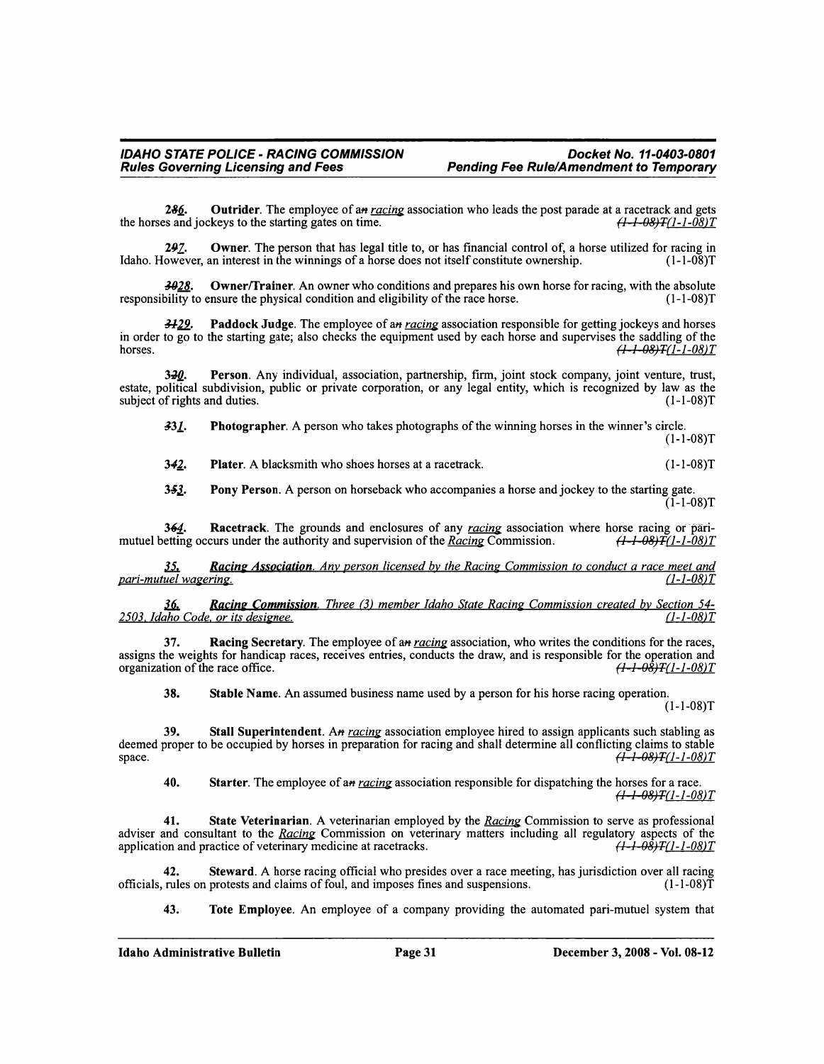**2~~8~~6.** **Outrider**. The employee of a~~n~~ racing association who leads the post parade at a racetrack and gets the horses and jockeys to the starting gates on time. ~~(1-1-08)T~~(1-1-08)T

**2~~9~~7.** **Owner**. The person that has legal title to, or has financial control of, a horse utilized for racing in Idaho. However, an interest in the winnings of a horse does not itself constitute ownership. (1-1-08)T

**~~30~~28.** **Owner/Trainer**. An owner who conditions and prepares his own horse for racing, with the absolute responsibility to ensure the physical condition and eligibility of the race horse. (1-1-08)T

**~~31~~29.** **Paddock Judge**. The employee of a~~n~~ racing association responsible for getting jockeys and horses in order to go to the starting gate; also checks the equipment used by each horse and supervises the saddling of the horses. ~~(1-1-08)T~~(1-1-08)T

**3~~2~~0.** **Person**. Any individual, association, partnership, firm, joint stock company, joint venture, trust, estate, political subdivision, public or private corporation, or any legal entity, which is recognized by law as the subject of rights and duties. (1-1-08)T

**~~33~~1.** **Photographer**. A person who takes photographs of the winning horses in the winner's circle. (1-1-08)T

**3~~4~~2.** **Plater**. A blacksmith who shoes horses at a racetrack. (1-1-08)T

**3~~5~~3.** **Pony Person**. A person on horseback who accompanies a horse and jockey to the starting gate. (1-1-08)T

**3~~6~~4.** **Racetrack**. The grounds and enclosures of any racing association where horse racing or pari-mutuel betting occurs under the authority and supervision of the Racing Commission. ~~(1-1-08)T~~(1-1-08)T

*35.* ***Racing Association****. Any person licensed by the Racing Commission to conduct a race meet and pari-mutuel wagering.* *(1-1-08)T*

*36.* ***Racing Commission****. Three (3) member Idaho State Racing Commission created by Section 54-2503, Idaho Code, or its designee.* *(1-1-08)T*

**37.** **Racing Secretary**. The employee of a~~n~~ racing association, who writes the conditions for the races, assigns the weights for handicap races, receives entries, conducts the draw, and is responsible for the operation and organization of the race office. ~~(1-1-08)T~~(1-1-08)T

**38.** **Stable Name**. An assumed business name used by a person for his horse racing operation. (1-1-08)T

**39.** **Stall Superintendent**. A~~n~~ racing association employee hired to assign applicants such stabling as deemed proper to be occupied by horses in preparation for racing and shall determine all conflicting claims to stable space. ~~(1-1-08)T~~(1-1-08)T

**40.** **Starter**. The employee of a~~n~~ racing association responsible for dispatching the horses for a race. ~~(1-1-08)T~~(1-1-08)T

**41.** **State Veterinarian**. A veterinarian employed by the Racing Commission to serve as professional adviser and consultant to the Racing Commission on veterinary matters including all regulatory aspects of the application and practice of veterinary medicine at racetracks. ~~(1-1-08)T~~(1-1-08)T

**42.** **Steward**. A horse racing official who presides over a race meeting, has jurisdiction over all racing officials, rules on protests and claims of foul, and imposes fines and suspensions. (1-1-08)T

**43.** **Tote Employee**. An employee of a company providing the automated pari-mutuel system that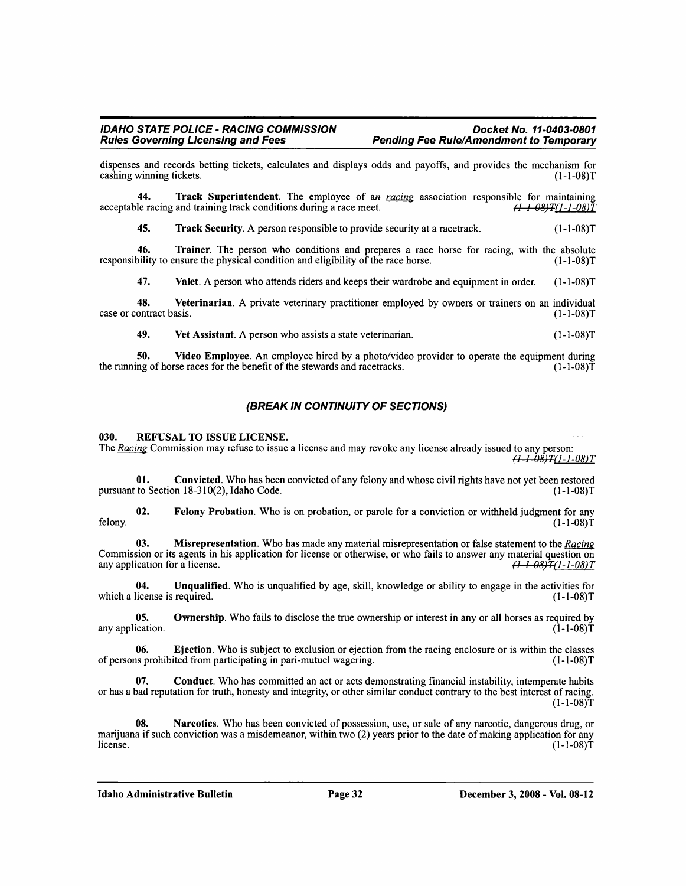dispenses and records betting tickets, calculates and displays odds and payoffs, and provides the mechanism for cashing winning tickets. (1-1-08)T

**44. Track Superintendent**. The employee of a~~n~~ *racing* association responsible for maintaining acceptable racing and training track conditions during a race meet. ~~(1-1-08)T~~*(1-1-08)T*

**45. Track Security**. A person responsible to provide security at a racetrack. (1-1-08)T

**46. Trainer**. The person who conditions and prepares a race horse for racing, with the absolute responsibility to ensure the physical condition and eligibility of the race horse. (1-1-08)T

**47. Valet**. A person who attends riders and keeps their wardrobe and equipment in order. (1-1-08)T

**48. Veterinarian**. A private veterinary practitioner employed by owners or trainers on an individual case or contract basis. (1-1-08)T

**49. Vet Assistant**. A person who assists a state veterinarian. (1-1-08)T

**50. Video Employee**. An employee hired by a photo/video provider to operate the equipment during the running of horse races for the benefit of the stewards and racetracks. (1-1-08)T

### *(BREAK IN CONTINUITY OF SECTIONS)*

**030. REFUSAL TO ISSUE LICENSE.**

The *Racing* Commission may refuse to issue a license and may revoke any license already issued to any person: ~~(1-1-08)T~~*(1-1-08)T*

**01. Convicted**. Who has been convicted of any felony and whose civil rights have not yet been restored pursuant to Section 18-310(2), Idaho Code. (1-1-08)T

**02. Felony Probation**. Who is on probation, or parole for a conviction or withheld judgment for any felony. (1-1-08)T

**03. Misrepresentation**. Who has made any material misrepresentation or false statement to the *Racing* Commission or its agents in his application for license or otherwise, or who fails to answer any material question on any application for a license. ~~(1-1-08)T~~*(1-1-08)T*

**04. Unqualified**. Who is unqualified by age, skill, knowledge or ability to engage in the activities for which a license is required. (1-1-08)T

**05. Ownership**. Who fails to disclose the true ownership or interest in any or all horses as required by any application. (1-1-08)T

**06. Ejection**. Who is subject to exclusion or ejection from the racing enclosure or is within the classes of persons prohibited from participating in pari-mutuel wagering. (1-1-08)T

**07. Conduct**. Who has committed an act or acts demonstrating financial instability, intemperate habits or has a bad reputation for truth, honesty and integrity, or other similar conduct contrary to the best interest of racing. (1-1-08)T

**08. Narcotics**. Who has been convicted of possession, use, or sale of any narcotic, dangerous drug, or marijuana if such conviction was a misdemeanor, within two (2) years prior to the date of making application for any license. (1-1-08)T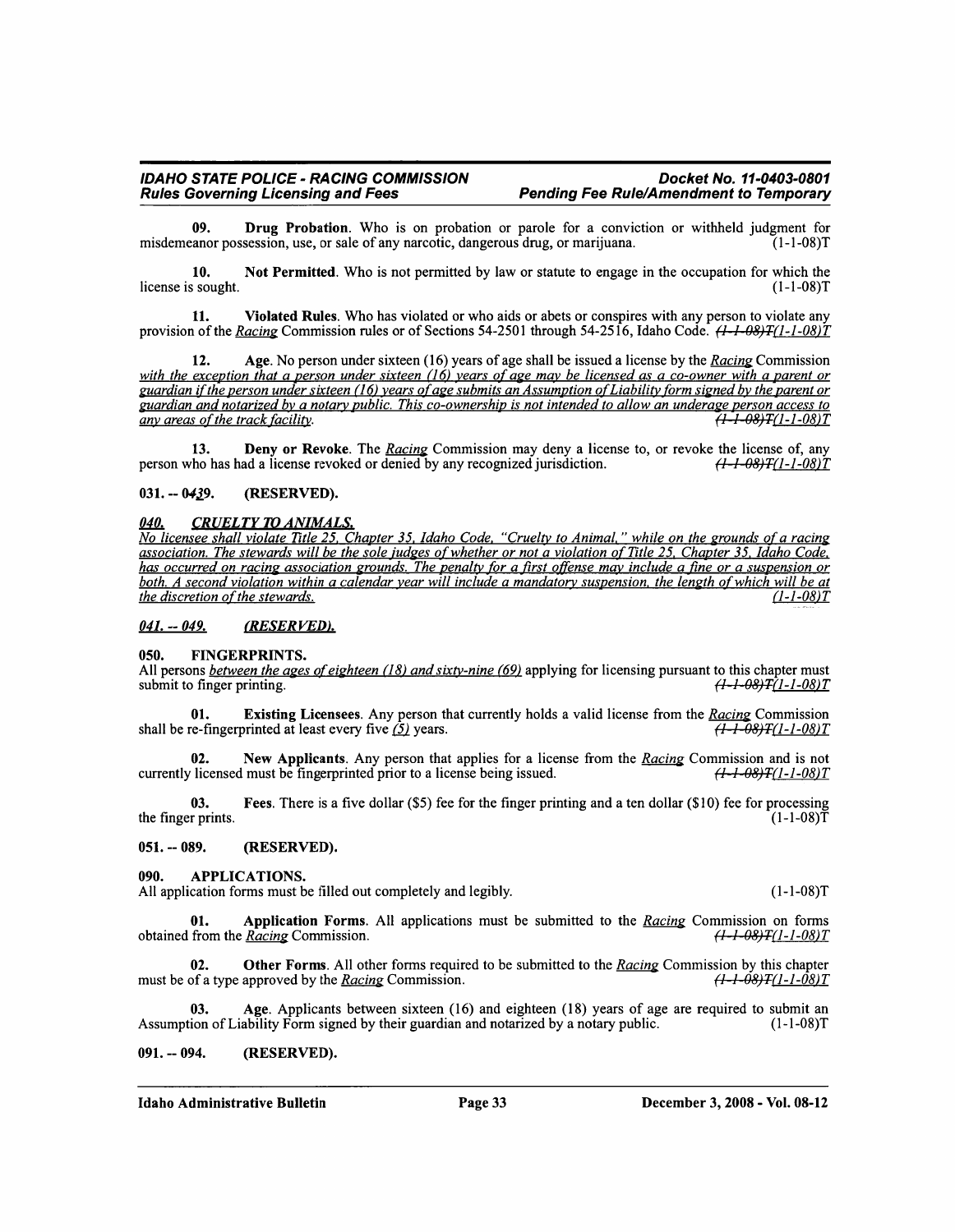**09. Drug Probation**. Who is on probation or parole for a conviction or withheld judgment for misdemeanor possession, use, or sale of any narcotic, dangerous drug, or marijuana. (1-1-08)T

**10. Not Permitted**. Who is not permitted by law or statute to engage in the occupation for which the license is sought. (1-1-08)T

**11. Violated Rules**. Who has violated or who aids or abets or conspires with any person to violate any provision of the *Racing* Commission rules or of Sections 54-2501 through 54-2516, Idaho Code. ~~(1-1-08)T~~*(1-1-08)T*

**12. Age**. No person under sixteen (16) years of age shall be issued a license by the *Racing* Commission *with the exception that a person under sixteen (16) years of age may be licensed as a co-owner with a parent or guardian if the person under sixteen (16) years of age submits an Assumption of Liability form signed by the parent or guardian and notarized by a notary public. This co-ownership is not intended to allow an underage person access to any areas of the track facility.* ~~(1-1-08)T~~*(1-1-08)T*

**13. Deny or Revoke**. The *Racing* Commission may deny a license to, or revoke the license of, any person who has had a license revoked or denied by any recognized jurisdiction. ~~(1-1-08)T~~*(1-1-08)T*

**031. -- 04~~3~~9. (RESERVED).**

***040. CRUELTY TO ANIMALS.***

*No licensee shall violate Title 25, Chapter 35, Idaho Code, "Cruelty to Animal," while on the grounds of a racing association. The stewards will be the sole judges of whether or not a violation of Title 25, Chapter 35, Idaho Code, has occurred on racing association grounds. The penalty for a first offense may include a fine or a suspension or both. A second violation within a calendar year will include a mandatory suspension, the length of which will be at the discretion of the stewards.* *(1-1-08)T*

***041. -- 049. (RESERVED).***

**050. FINGERPRINTS.**

All persons *between the ages of eighteen (18) and sixty-nine (69)* applying for licensing pursuant to this chapter must submit to finger printing. ~~(1-1-08)T~~*(1-1-08)T*

**01. Existing Licensees**. Any person that currently holds a valid license from the *Racing* Commission shall be re-fingerprinted at least every five *(5)* years. ~~(1-1-08)T~~*(1-1-08)T*

**02. New Applicants**. Any person that applies for a license from the *Racing* Commission and is not currently licensed must be fingerprinted prior to a license being issued. ~~(1-1-08)T~~*(1-1-08)T*

**03. Fees**. There is a five dollar ($5) fee for the finger printing and a ten dollar ($10) fee for processing the finger prints. (1-1-08)T

**051. -- 089. (RESERVED).**

**090. APPLICATIONS.**

All application forms must be filled out completely and legibly. (1-1-08)T

**01. Application Forms**. All applications must be submitted to the *Racing* Commission on forms obtained from the *Racing* Commission. ~~(1-1-08)T~~*(1-1-08)T*

**02. Other Forms**. All other forms required to be submitted to the *Racing* Commission by this chapter must be of a type approved by the *Racing* Commission. ~~(1-1-08)T~~*(1-1-08)T*

**03. Age**. Applicants between sixteen (16) and eighteen (18) years of age are required to submit an Assumption of Liability Form signed by their guardian and notarized by a notary public. (1-1-08)T

**091. -- 094. (RESERVED).**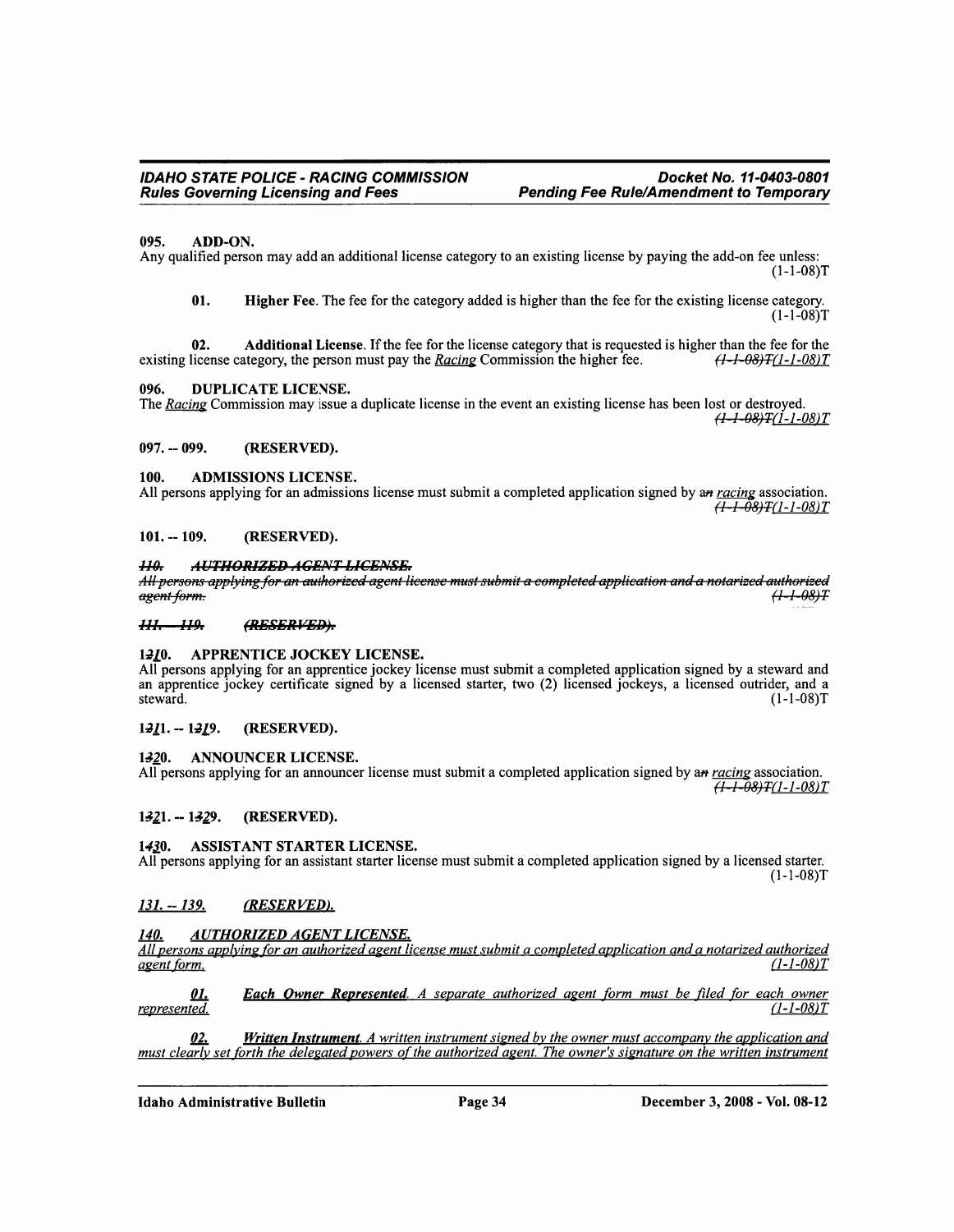### 095. ADD-ON.

Any qualified person may add an additional license category to an existing license by paying the add-on fee unless: (1-1-08)T

**01. Higher Fee**. The fee for the category added is higher than the fee for the existing license category. (1-1-08)T

**02. Additional License**. If the fee for the license category that is requested is higher than the fee for the existing license category, the person must pay the _Racing_ Commission the higher fee. ~~(1-1-08)T~~_(1-1-08)T_

### 096. DUPLICATE LICENSE.

The _Racing_ Commission may issue a duplicate license in the event an existing license has been lost or destroyed. ~~(1-1-08)T~~_(1-1-08)T_

### 097. -- 099. (RESERVED).

### 100. ADMISSIONS LICENSE.

All persons applying for an admissions license must submit a completed application signed by a~~n~~ _racing_ association. ~~(1-1-08)T~~_(1-1-08)T_

### 101. -- 109. (RESERVED).

### ~~110. AUTHORIZED AGENT LICENSE.~~

~~All persons applying for an authorized agent license must submit a completed application and a notarized authorized agent form. (1-1-08)T~~

### ~~111. -- 119. (RESERVED).~~

### 1~~2~~_1_0. APPRENTICE JOCKEY LICENSE.

All persons applying for an apprentice jockey license must submit a completed application signed by a steward and an apprentice jockey certificate signed by a licensed starter, two (2) licensed jockeys, a licensed outrider, and a steward. (1-1-08)T

### 1~~2~~_1_1. -- 1~~2~~_1_9. (RESERVED).

### 1~~3~~_2_0. ANNOUNCER LICENSE.

All persons applying for an announcer license must submit a completed application signed by a~~n~~ _racing_ association. ~~(1-1-08)T~~_(1-1-08)T_

### 1~~3~~_2_1. -- 1~~3~~_2_9. (RESERVED).

### 1~~4~~_3_0. ASSISTANT STARTER LICENSE.

All persons applying for an assistant starter license must submit a completed application signed by a licensed starter. (1-1-08)T

### _131. -- 139. (RESERVED)._

### _140. AUTHORIZED AGENT LICENSE._

_All persons applying for an authorized agent license must submit a completed application and a notarized authorized agent form. (1-1-08)T_

_**01. Each Owner Represented**. A separate authorized agent form must be filed for each owner represented. (1-1-08)T_

_**02. Written Instrument**. A written instrument signed by the owner must accompany the application and must clearly set forth the delegated powers of the authorized agent. The owner's signature on the written instrument_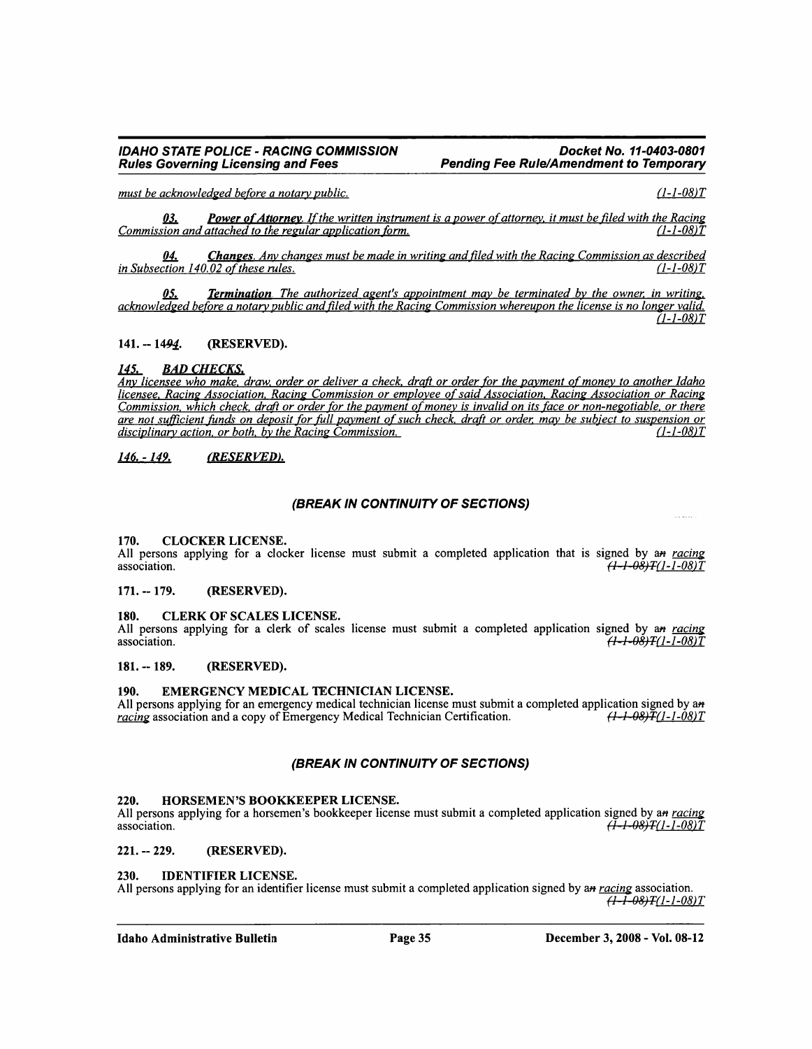*must be acknowledged before a notary public.* *(1-1-08)T*

***03.*** ***Power of Attorney****. If the written instrument is a power of attorney, it must be filed with the Racing Commission and attached to the regular application form.* *(1-1-08)T*

***04.*** ***Changes****. Any changes must be made in writing and filed with the Racing Commission as described in Subsection 140.02 of these rules.* *(1-1-08)T*

***05.*** ***Termination****. The authorized agent's appointment may be terminated by the owner, in writing, acknowledged before a notary public and filed with the Racing Commission whereupon the license is no longer valid.* *(1-1-08)T*

**141. -- 14~~9~~4. (RESERVED).**

***145. BAD CHECKS.***

*Any licensee who make, draw, order or deliver a check, draft or order for the payment of money to another Idaho licensee, Racing Association, Racing Commission or employee of said Association, Racing Association or Racing Commission, which check, draft or order for the payment of money is invalid on its face or non-negotiable, or there are not sufficient funds on deposit for full payment of such check, draft or order, may be subject to suspension or disciplinary action, or both, by the Racing Commission.* *(1-1-08)T*

***146. - 149. (RESERVED).***

***(BREAK IN CONTINUITY OF SECTIONS)***

**170. CLOCKER LICENSE.**

All persons applying for a clocker license must submit a completed application that is signed by a~~n~~ *racing* association. ~~(1-1-08)T~~*(1-1-08)T*

**171. -- 179. (RESERVED).**

**180. CLERK OF SCALES LICENSE.**

All persons applying for a clerk of scales license must submit a completed application signed by a~~n~~ *racing* association. ~~(1-1-08)T~~*(1-1-08)T*

**181. -- 189. (RESERVED).**

**190. EMERGENCY MEDICAL TECHNICIAN LICENSE.**

All persons applying for an emergency medical technician license must submit a completed application signed by a~~n~~ *racing* association and a copy of Emergency Medical Technician Certification. ~~(1-1-08)T~~*(1-1-08)T*

***(BREAK IN CONTINUITY OF SECTIONS)***

**220. HORSEMEN'S BOOKKEEPER LICENSE.**

All persons applying for a horsemen's bookkeeper license must submit a completed application signed by a~~n~~ *racing* association. ~~(1-1-08)T~~*(1-1-08)T*

**221. -- 229. (RESERVED).**

**230. IDENTIFIER LICENSE.**

All persons applying for an identifier license must submit a completed application signed by a~~n~~ *racing* association. ~~(1-1-08)T~~*(1-1-08)T*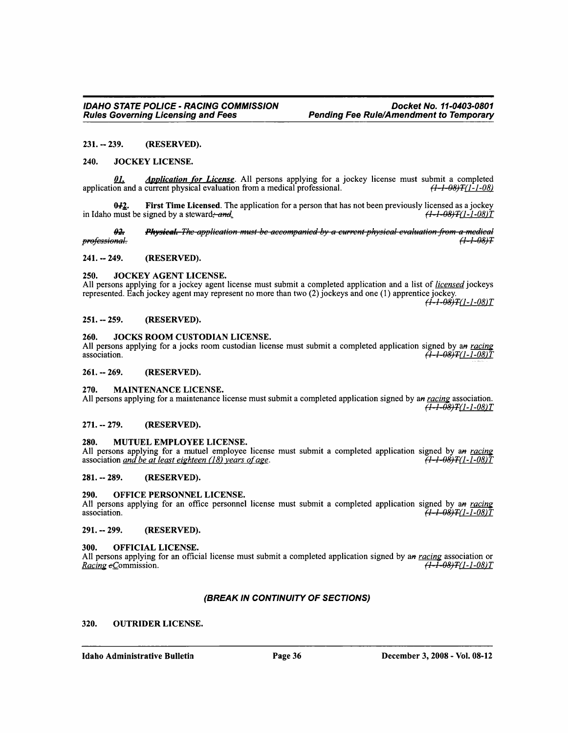231. -- 239. (RESERVED).

240. JOCKEY LICENSE.

*01. Application for License*. All persons applying for a jockey license must submit a completed application and a current physical evaluation from a medical professional. ~~(1-1-08)T~~(1-1-08)

0~~1~~2. **First Time Licensed**. The application for a person that has not been previously licensed as a jockey in Idaho must be signed by a steward~~; and~~. ~~(1-1-08)T~~(1-1-08)T

~~02. Physical. The application must be accompanied by a current physical evaluation from a medical professional. (1-1-08)T~~

241. -- 249. (RESERVED).

250. JOCKEY AGENT LICENSE.
All persons applying for a jockey agent license must submit a completed application and a list of *licensed* jockeys represented. Each jockey agent may represent no more than two (2) jockeys and one (1) apprentice jockey. ~~(1-1-08)T~~(1-1-08)T

251. -- 259. (RESERVED).

260. JOCKS ROOM CUSTODIAN LICENSE.
All persons applying for a jocks room custodian license must submit a completed application signed by a~~n~~ *racing* association. ~~(1-1-08)T~~(1-1-08)T

261. -- 269. (RESERVED).

270. MAINTENANCE LICENSE.
All persons applying for a maintenance license must submit a completed application signed by a~~n~~ *racing* association. ~~(1-1-08)T~~(1-1-08)T

271. -- 279. (RESERVED).

280. MUTUEL EMPLOYEE LICENSE.
All persons applying for a mutuel employee license must submit a completed application signed by a~~n~~ *racing* association *and be at least eighteen (18) years of age*. ~~(1-1-08)T~~(1-1-08)T

281. -- 289. (RESERVED).

290. OFFICE PERSONNEL LICENSE.
All persons applying for an office personnel license must submit a completed application signed by a~~n~~ *racing* association. ~~(1-1-08)T~~(1-1-08)T

291. -- 299. (RESERVED).

300. OFFICIAL LICENSE.
All persons applying for an official license must submit a completed application signed by a~~n~~ *racing* association or *Racing* ~~c~~Commission. ~~(1-1-08)T~~(1-1-08)T

***(BREAK IN CONTINUITY OF SECTIONS)***

320. OUTRIDER LICENSE.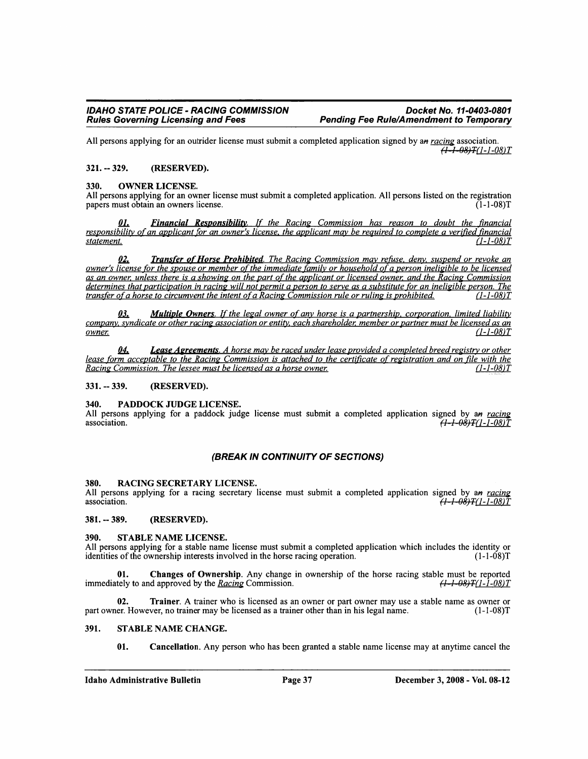All persons applying for an outrider license must submit a completed application signed by ~~an~~ racing association. ~~(1-1-08)T~~(1-1-08)T

**321. -- 329. (RESERVED).**

**330. OWNER LICENSE.**

All persons applying for an owner license must submit a completed application. All persons listed on the registration papers must obtain an owners license. (1-1-08)T

***01. Financial Responsibility***. *If the Racing Commission has reason to doubt the financial responsibility of an applicant for an owner's license, the applicant may be required to complete a verified financial statement.* *(1-1-08)T*

***02. Transfer of Horse Prohibited***. *The Racing Commission may refuse, deny, suspend or revoke an owner's license for the spouse or member of the immediate family or household of a person ineligible to be licensed as an owner, unless there is a showing on the part of the applicant or licensed owner, and the Racing Commission determines that participation in racing will not permit a person to serve as a substitute for an ineligible person. The transfer of a horse to circumvent the intent of a Racing Commission rule or ruling is prohibited.* *(1-1-08)T*

***03. Multiple Owners***. *If the legal owner of any horse is a partnership, corporation, limited liability company, syndicate or other racing association or entity, each shareholder, member or partner must be licensed as an owner.* *(1-1-08)T*

***04. Lease Agreements***. *A horse may be raced under lease provided a completed breed registry or other lease form acceptable to the Racing Commission is attached to the certificate of registration and on file with the Racing Commission. The lessee must be licensed as a horse owner.* *(1-1-08)T*

**331. -- 339. (RESERVED).**

**340. PADDOCK JUDGE LICENSE.**

All persons applying for a paddock judge license must submit a completed application signed by ~~an~~ racing association. ~~(1-1-08)T~~(1-1-08)T

***(BREAK IN CONTINUITY OF SECTIONS)***

**380. RACING SECRETARY LICENSE.**

All persons applying for a racing secretary license must submit a completed application signed by ~~an~~ racing association. ~~(1-1-08)T~~(1-1-08)T

**381. -- 389. (RESERVED).**

**390. STABLE NAME LICENSE.**

All persons applying for a stable name license must submit a completed application which includes the identity or identities of the ownership interests involved in the horse racing operation. (1-1-08)T

**01. Changes of Ownership**. Any change in ownership of the horse racing stable must be reported immediately to and approved by the Racing Commission. ~~(1-1-08)T~~(1-1-08)T

**02. Trainer**. A trainer who is licensed as an owner or part owner may use a stable name as owner or part owner. However, no trainer may be licensed as a trainer other than in his legal name. (1-1-08)T

**391. STABLE NAME CHANGE.**

**01. Cancellation**. Any person who has been granted a stable name license may at anytime cancel the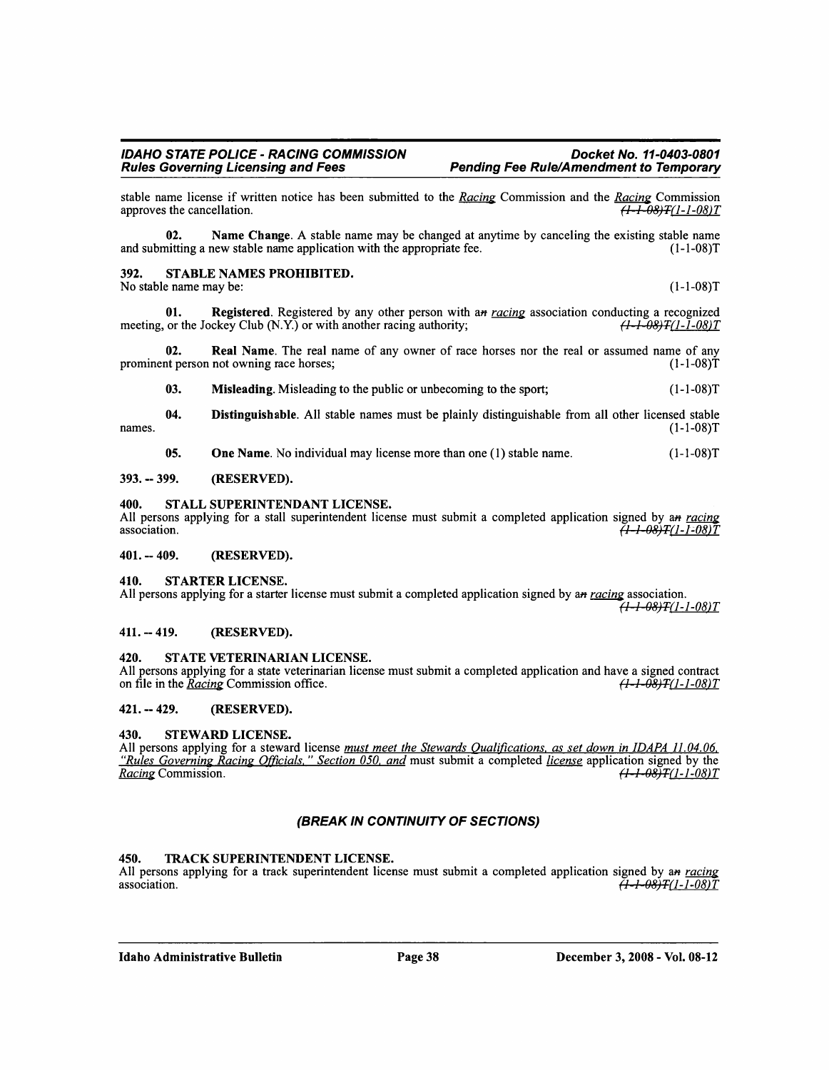stable name license if written notice has been submitted to the Racing Commission and the Racing Commission approves the cancellation. ~~(1-1-08)T~~(1-1-08)T

**02. Name Change**. A stable name may be changed at anytime by canceling the existing stable name and submitting a new stable name application with the appropriate fee. (1-1-08)T

### 392. STABLE NAMES PROHIBITED.

No stable name may be: (1-1-08)T

**01. Registered**. Registered by any other person with a~~n~~ racing association conducting a recognized meeting, or the Jockey Club (N.Y.) or with another racing authority; ~~(1-1-08)T~~(1-1-08)T

**02. Real Name**. The real name of any owner of race horses nor the real or assumed name of any prominent person not owning race horses; (1-1-08)T

**03. Misleading**. Misleading to the public or unbecoming to the sport; (1-1-08)T

**04. Distinguishable**. All stable names must be plainly distinguishable from all other licensed stable names. (1-1-08)T

**05. One Name**. No individual may license more than one (1) stable name. (1-1-08)T

### 393. -- 399. (RESERVED).

### 400. STALL SUPERINTENDANT LICENSE.

All persons applying for a stall superintendent license must submit a completed application signed by a~~n~~ racing association. ~~(1-1-08)T~~(1-1-08)T

### 401. -- 409. (RESERVED).

### 410. STARTER LICENSE.

All persons applying for a starter license must submit a completed application signed by a~~n~~ racing association. ~~(1-1-08)T~~(1-1-08)T

### 411. -- 419. (RESERVED).

### 420. STATE VETERINARIAN LICENSE.

All persons applying for a state veterinarian license must submit a completed application and have a signed contract on file in the Racing Commission office. ~~(1-1-08)T~~(1-1-08)T

### 421. -- 429. (RESERVED).

### 430. STEWARD LICENSE.

All persons applying for a steward license must meet the Stewards Qualifications, as set down in IDAPA 11.04.06, "Rules Governing Racing Officials," Section 050, and must submit a completed license application signed by the Racing Commission. ~~(1-1-08)T~~(1-1-08)T

***(BREAK IN CONTINUITY OF SECTIONS)***

### 450. TRACK SUPERINTENDENT LICENSE.

All persons applying for a track superintendent license must submit a completed application signed by a~~n~~ racing association. ~~(1-1-08)T~~(1-1-08)T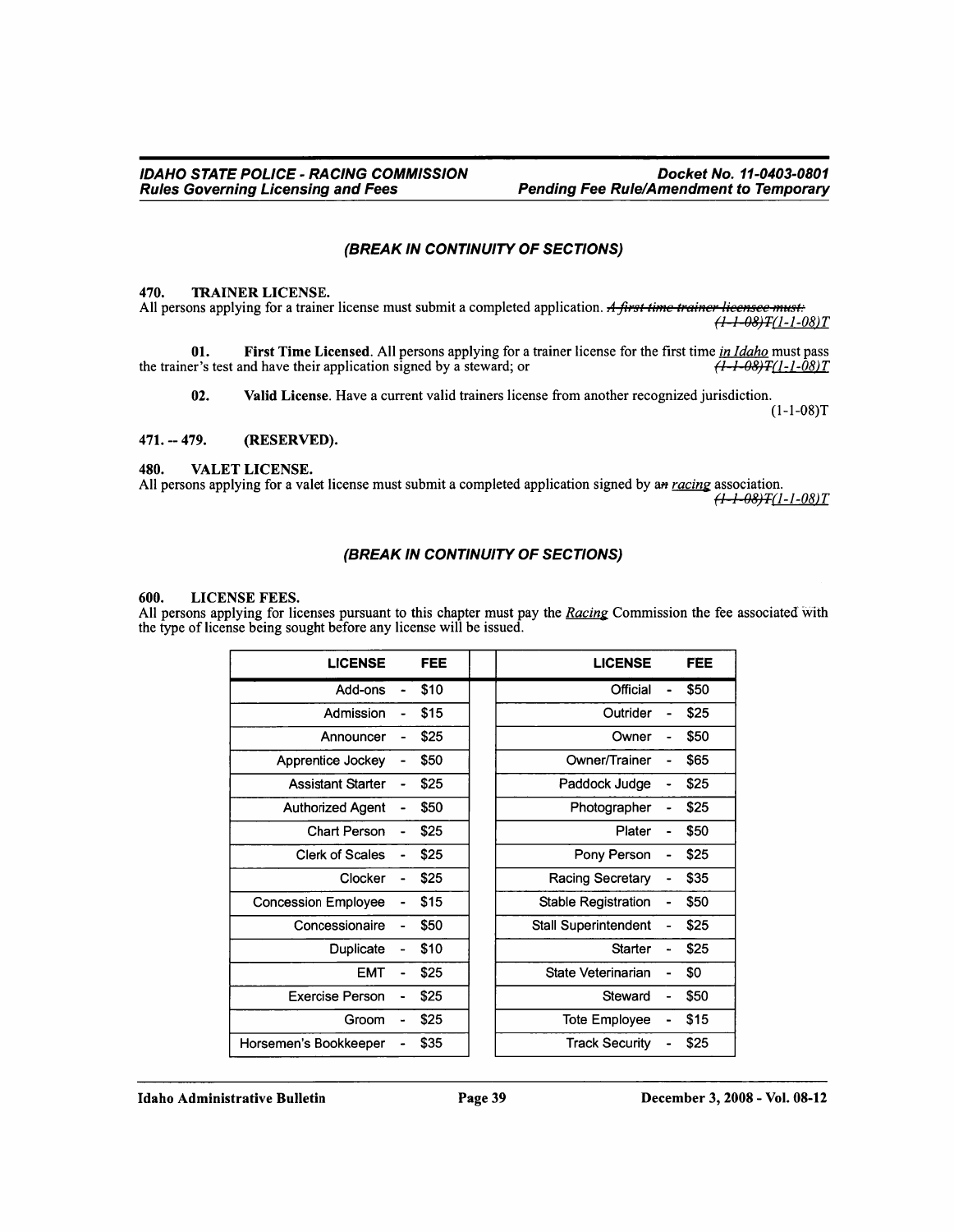*(BREAK IN CONTINUITY OF SECTIONS)*

**470. TRAINER LICENSE.**

All persons applying for a trainer license must submit a completed application. ~~A first-time trainer licensee must:~~ ~~(1-1-08)T~~*(1-1-08)T*

**01. First Time Licensed**. All persons applying for a trainer license for the first time *in Idaho* must pass the trainer's test and have their application signed by a steward; or ~~(1-1-08)T~~*(1-1-08)T*

**02. Valid License**. Have a current valid trainers license from another recognized jurisdiction. (1-1-08)T

**471. -- 479. (RESERVED).**

**480. VALET LICENSE.**

All persons applying for a valet license must submit a completed application signed by a~~n~~ *racing* association. ~~(1-1-08)T~~*(1-1-08)T*

*(BREAK IN CONTINUITY OF SECTIONS)*

**600. LICENSE FEES.**

All persons applying for licenses pursuant to this chapter must pay the *Racing* Commission the fee associated with the type of license being sought before any license will be issued.

| LICENSE | FEE | LICENSE | FEE |
|---|---|---|---|
| Add-ons | $10 | Official | $50 |
| Admission | $15 | Outrider | $25 |
| Announcer | $25 | Owner | $50 |
| Apprentice Jockey | $50 | Owner/Trainer | $65 |
| Assistant Starter | $25 | Paddock Judge | $25 |
| Authorized Agent | $50 | Photographer | $25 |
| Chart Person | $25 | Plater | $50 |
| Clerk of Scales | $25 | Pony Person | $25 |
| Clocker | $25 | Racing Secretary | $35 |
| Concession Employee | $15 | Stable Registration | $50 |
| Concessionaire | $50 | Stall Superintendent | $25 |
| Duplicate | $10 | Starter | $25 |
| EMT | $25 | State Veterinarian | $0 |
| Exercise Person | $25 | Steward | $50 |
| Groom | $25 | Tote Employee | $15 |
| Horsemen's Bookkeeper | $35 | Track Security | $25 |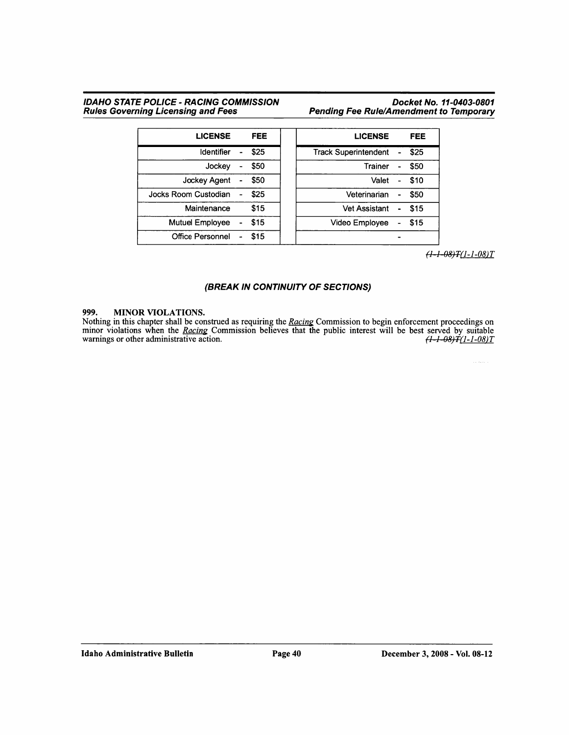| LICENSE | | FEE | | LICENSE | | FEE |
|---|---|---|---|---|---|---|
| Identifier | - | $25 | | Track Superintendent | - | $25 |
| Jockey | - | $50 | | Trainer | - | $50 |
| Jockey Agent | - | $50 | | Valet | - | $10 |
| Jocks Room Custodian | - | $25 | | Veterinarian | - | $50 |
| Maintenance | | $15 | | Vet Assistant | - | $15 |
| Mutuel Employee | - | $15 | | Video Employee | - | $15 |
| Office Personnel | - | $15 | | | - | |

~~(1-1-08)T~~(1-1-08)T

### (BREAK IN CONTINUITY OF SECTIONS)

**999. MINOR VIOLATIONS.**

Nothing in this chapter shall be construed as requiring the Racing Commission to begin enforcement proceedings on minor violations when the Racing Commission believes that the public interest will be best served by suitable warnings or other administrative action. ~~(1-1-08)T~~(1-1-08)T